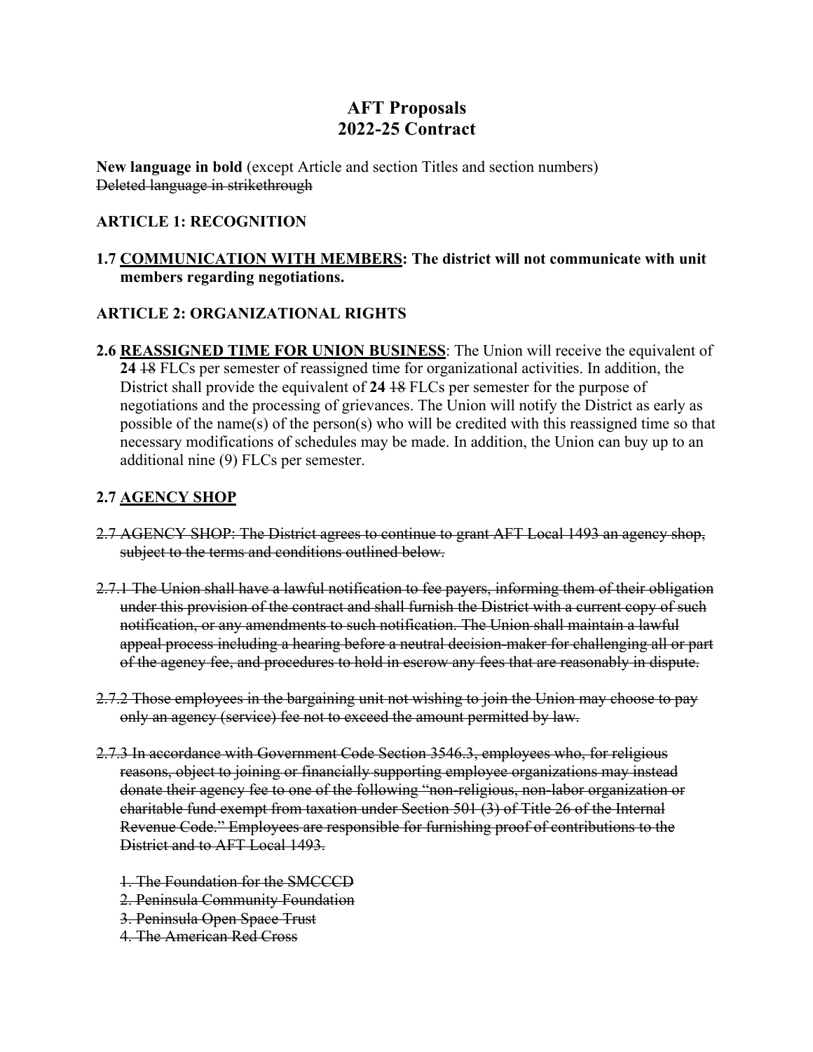# AFT Proposals
# 2022-25 Contract

**New language in bold** (except Article and section Titles and section numbers)
~~Deleted language in strikethrough~~

## ARTICLE 1: RECOGNITION

**1.7 <u>COMMUNICATION WITH MEMBERS</u>: The district will not communicate with unit members regarding negotiations.**

## ARTICLE 2: ORGANIZATIONAL RIGHTS

**2.6 <u>REASSIGNED TIME FOR UNION BUSINESS</u>**: The Union will receive the equivalent of **24** ~~18~~ FLCs per semester of reassigned time for organizational activities. In addition, the District shall provide the equivalent of **24** ~~18~~ FLCs per semester for the purpose of negotiations and the processing of grievances. The Union will notify the District as early as possible of the name(s) of the person(s) who will be credited with this reassigned time so that necessary modifications of schedules may be made. In addition, the Union can buy up to an additional nine (9) FLCs per semester.

### 2.7 <u>AGENCY SHOP</u>

~~2.7 AGENCY SHOP: The District agrees to continue to grant AFT Local 1493 an agency shop, subject to the terms and conditions outlined below.~~

~~2.7.1 The Union shall have a lawful notification to fee payers, informing them of their obligation under this provision of the contract and shall furnish the District with a current copy of such notification, or any amendments to such notification. The Union shall maintain a lawful appeal process including a hearing before a neutral decision-maker for challenging all or part of the agency fee, and procedures to hold in escrow any fees that are reasonably in dispute.~~

~~2.7.2 Those employees in the bargaining unit not wishing to join the Union may choose to pay only an agency (service) fee not to exceed the amount permitted by law.~~

~~2.7.3 In accordance with Government Code Section 3546.3, employees who, for religious reasons, object to joining or financially supporting employee organizations may instead donate their agency fee to one of the following "non-religious, non-labor organization or charitable fund exempt from taxation under Section 501 (3) of Title 26 of the Internal Revenue Code." Employees are responsible for furnishing proof of contributions to the District and to AFT Local 1493.~~

~~1. The Foundation for the SMCCCD~~
~~2. Peninsula Community Foundation~~
~~3. Peninsula Open Space Trust~~
~~4. The American Red Cross~~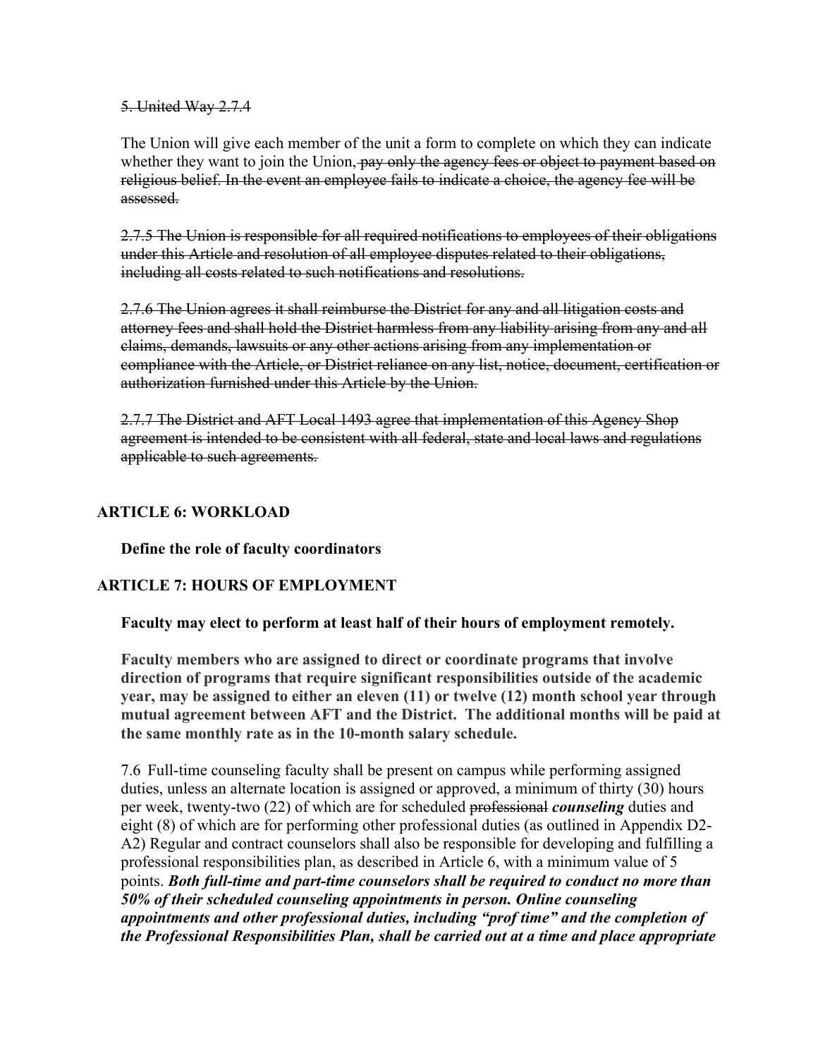~~5. United Way 2.7.4~~

The Union will give each member of the unit a form to complete on which they can indicate whether they want to join the Union~~, pay only the agency fees or object to payment based on religious belief. In the event an employee fails to indicate a choice, the agency fee will be assessed.~~

~~2.7.5 The Union is responsible for all required notifications to employees of their obligations under this Article and resolution of all employee disputes related to their obligations, including all costs related to such notifications and resolutions.~~

~~2.7.6 The Union agrees it shall reimburse the District for any and all litigation costs and attorney fees and shall hold the District harmless from any liability arising from any and all claims, demands, lawsuits or any other actions arising from any implementation or compliance with the Article, or District reliance on any list, notice, document, certification or authorization furnished under this Article by the Union.~~

~~2.7.7 The District and AFT Local 1493 agree that implementation of this Agency Shop agreement is intended to be consistent with all federal, state and local laws and regulations applicable to such agreements.~~

## ARTICLE 6: WORKLOAD

**Define the role of faculty coordinators**

## ARTICLE 7: HOURS OF EMPLOYMENT

**Faculty may elect to perform at least half of their hours of employment remotely.**

**Faculty members who are assigned to direct or coordinate programs that involve direction of programs that require significant responsibilities outside of the academic year, may be assigned to either an eleven (11) or twelve (12) month school year through mutual agreement between AFT and the District. The additional months will be paid at the same monthly rate as in the 10-month salary schedule.**

7.6 Full-time counseling faculty shall be present on campus while performing assigned duties, unless an alternate location is assigned or approved, a minimum of thirty (30) hours per week, twenty-two (22) of which are for scheduled ~~professional~~ ***counseling*** duties and eight (8) of which are for performing other professional duties (as outlined in Appendix D2-A2) Regular and contract counselors shall also be responsible for developing and fulfilling a professional responsibilities plan, as described in Article 6, with a minimum value of 5 points. ***Both full-time and part-time counselors shall be required to conduct no more than 50% of their scheduled counseling appointments in person. Online counseling appointments and other professional duties, including "prof time" and the completion of the Professional Responsibilities Plan, shall be carried out at a time and place appropriate***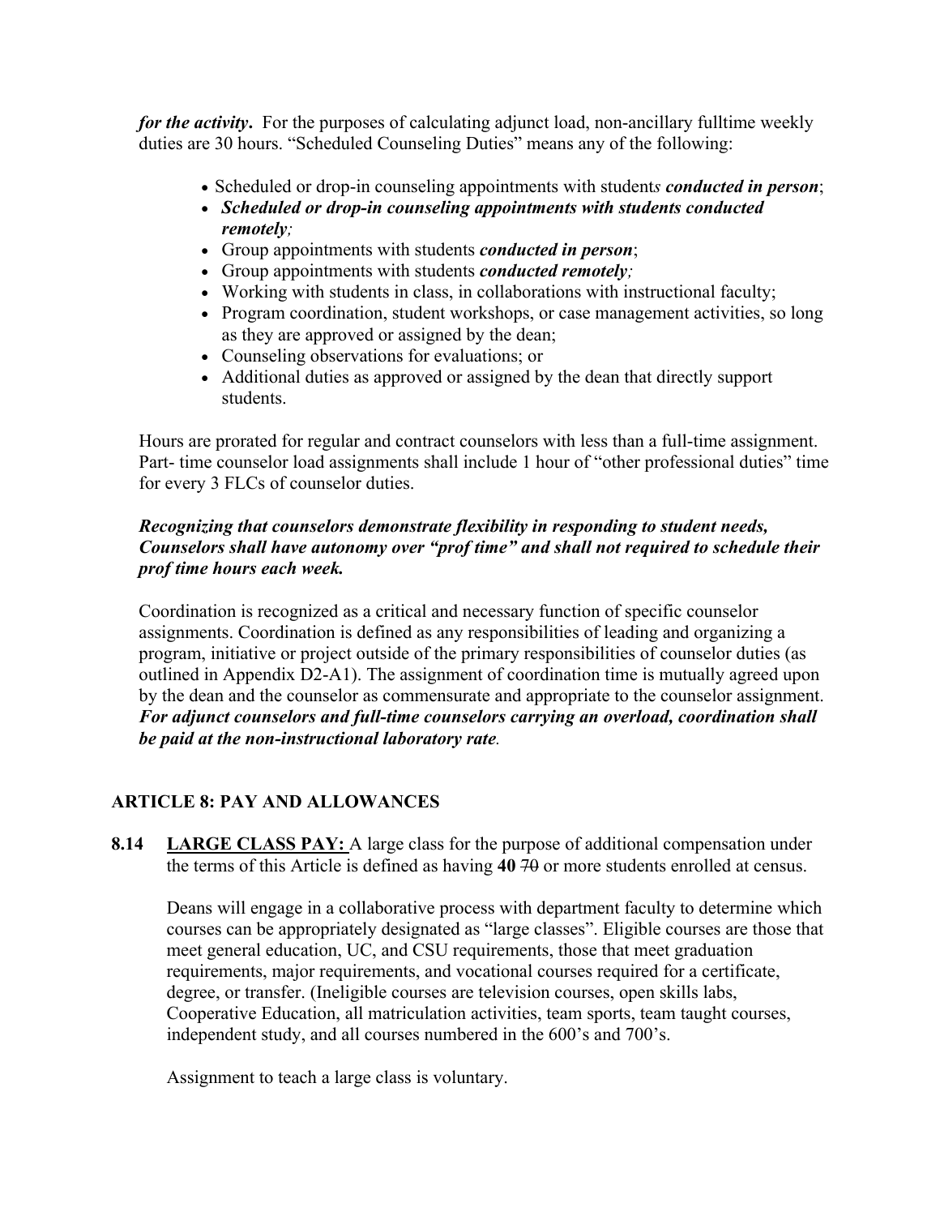***for the activity*.** For the purposes of calculating adjunct load, non-ancillary fulltime weekly duties are 30 hours. "Scheduled Counseling Duties" means any of the following:

- Scheduled or drop-in counseling appointments with student*s* ***conducted in person***;
- ***Scheduled or drop-in counseling appointments with students conducted remotely;***
- Group appointments with students ***conducted in person***;
- Group appointments with students ***conducted remotely;***
- Working with students in class, in collaborations with instructional faculty;
- Program coordination, student workshops, or case management activities, so long as they are approved or assigned by the dean;
- Counseling observations for evaluations; or
- Additional duties as approved or assigned by the dean that directly support students.

Hours are prorated for regular and contract counselors with less than a full-time assignment. Part- time counselor load assignments shall include 1 hour of "other professional duties" time for every 3 FLCs of counselor duties.

***Recognizing that counselors demonstrate flexibility in responding to student needs, Counselors shall have autonomy over "prof time" and shall not required to schedule their prof time hours each week.***

Coordination is recognized as a critical and necessary function of specific counselor assignments. Coordination is defined as any responsibilities of leading and organizing a program, initiative or project outside of the primary responsibilities of counselor duties (as outlined in Appendix D2-A1). The assignment of coordination time is mutually agreed upon by the dean and the counselor as commensurate and appropriate to the counselor assignment. ***For adjunct counselors and full-time counselors carrying an overload, coordination shall be paid at the non-instructional laboratory rate.***

## ARTICLE 8: PAY AND ALLOWANCES

**8.14 LARGE CLASS PAY:** A large class for the purpose of additional compensation under the terms of this Article is defined as having **40** ~~70~~ or more students enrolled at census.

Deans will engage in a collaborative process with department faculty to determine which courses can be appropriately designated as "large classes". Eligible courses are those that meet general education, UC, and CSU requirements, those that meet graduation requirements, major requirements, and vocational courses required for a certificate, degree, or transfer. (Ineligible courses are television courses, open skills labs, Cooperative Education, all matriculation activities, team sports, team taught courses, independent study, and all courses numbered in the 600's and 700's.

Assignment to teach a large class is voluntary.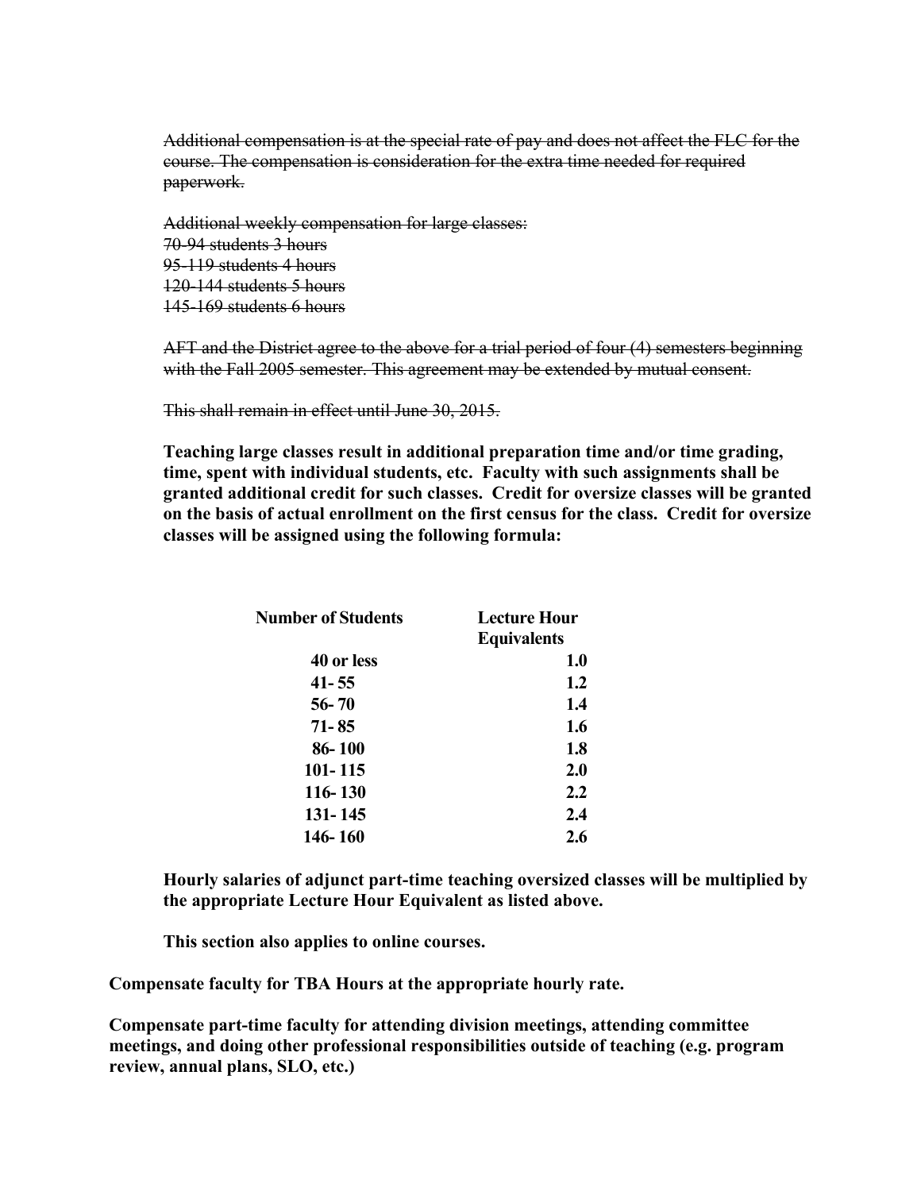~~Additional compensation is at the special rate of pay and does not affect the FLC for the course. The compensation is consideration for the extra time needed for required paperwork.~~

~~Additional weekly compensation for large classes:~~
~~70-94 students 3 hours~~
~~95-119 students 4 hours~~
~~120-144 students 5 hours~~
~~145-169 students 6 hours~~

~~AFT and the District agree to the above for a trial period of four (4) semesters beginning with the Fall 2005 semester. This agreement may be extended by mutual consent.~~

~~This shall remain in effect until June 30, 2015.~~

**Teaching large classes result in additional preparation time and/or time grading, time, spent with individual students, etc. Faculty with such assignments shall be granted additional credit for such classes. Credit for oversize classes will be granted on the basis of actual enrollment on the first census for the class. Credit for oversize classes will be assigned using the following formula:**

| Number of Students | Lecture Hour Equivalents |
|---|---|
| 40 or less | 1.0 |
| 41- 55 | 1.2 |
| 56- 70 | 1.4 |
| 71- 85 | 1.6 |
| 86- 100 | 1.8 |
| 101- 115 | 2.0 |
| 116- 130 | 2.2 |
| 131- 145 | 2.4 |
| 146- 160 | 2.6 |

**Hourly salaries of adjunct part-time teaching oversized classes will be multiplied by the appropriate Lecture Hour Equivalent as listed above.**

**This section also applies to online courses.**

**Compensate faculty for TBA Hours at the appropriate hourly rate.**

**Compensate part-time faculty for attending division meetings, attending committee meetings, and doing other professional responsibilities outside of teaching (e.g. program review, annual plans, SLO, etc.)**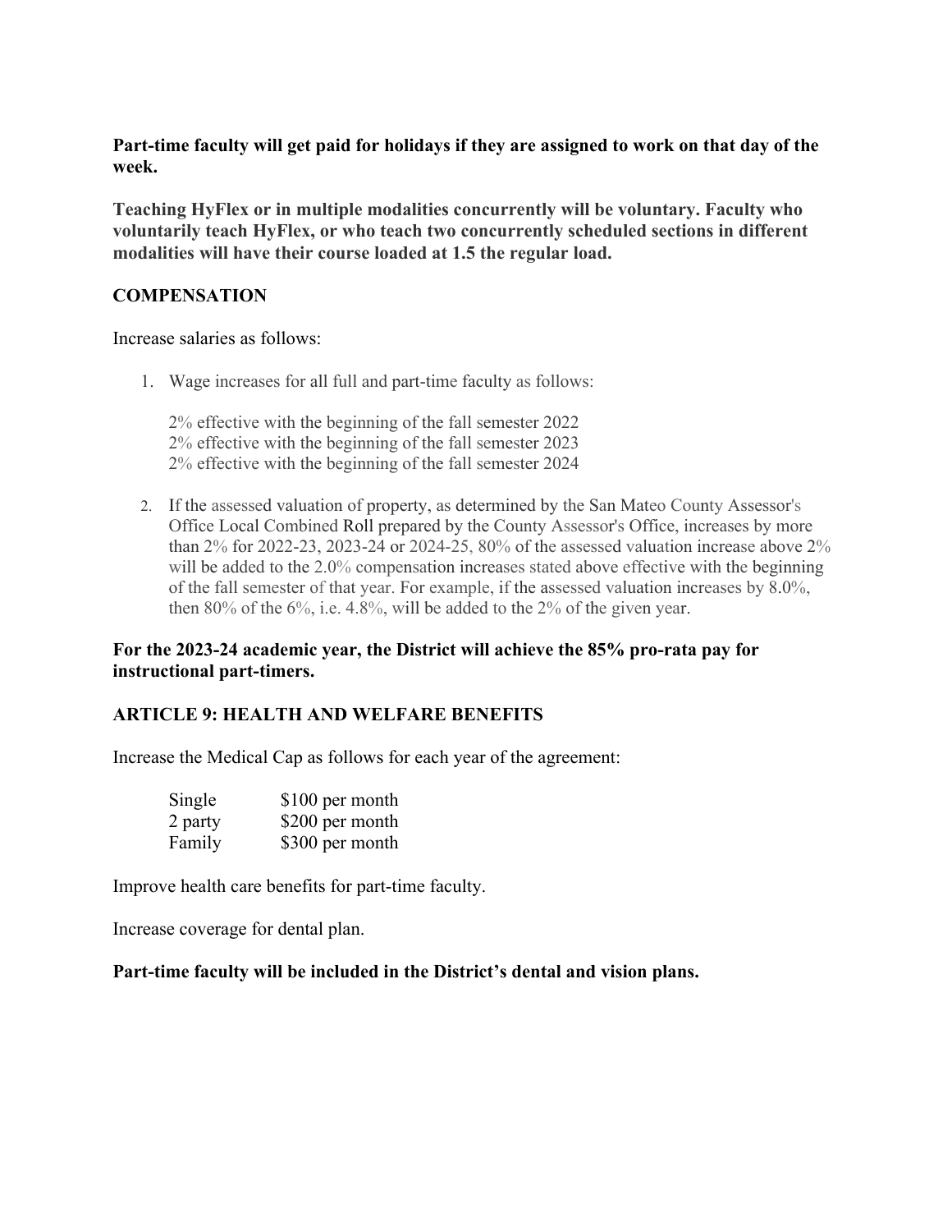**Part-time faculty will get paid for holidays if they are assigned to work on that day of the week.**

**Teaching HyFlex or in multiple modalities concurrently will be voluntary. Faculty who voluntarily teach HyFlex, or who teach two concurrently scheduled sections in different modalities will have their course loaded at 1.5 the regular load.**

**COMPENSATION**

Increase salaries as follows:

1. Wage increases for all full and part-time faculty as follows:

   2% effective with the beginning of the fall semester 2022
   2% effective with the beginning of the fall semester 2023
   2% effective with the beginning of the fall semester 2024

2. If the assessed valuation of property, as determined by the San Mateo County Assessor's Office Local Combined Roll prepared by the County Assessor's Office, increases by more than 2% for 2022-23, 2023-24 or 2024-25, 80% of the assessed valuation increase above 2% will be added to the 2.0% compensation increases stated above effective with the beginning of the fall semester of that year. For example, if the assessed valuation increases by 8.0%, then 80% of the 6%, i.e. 4.8%, will be added to the 2% of the given year.

**For the 2023-24 academic year, the District will achieve the 85% pro-rata pay for instructional part-timers.**

**ARTICLE 9: HEALTH AND WELFARE BENEFITS**

Increase the Medical Cap as follows for each year of the agreement:

| | |
|---|---|
| Single | \$100 per month |
| 2 party | \$200 per month |
| Family | \$300 per month |

Improve health care benefits for part-time faculty.

Increase coverage for dental plan.

**Part-time faculty will be included in the District's dental and vision plans.**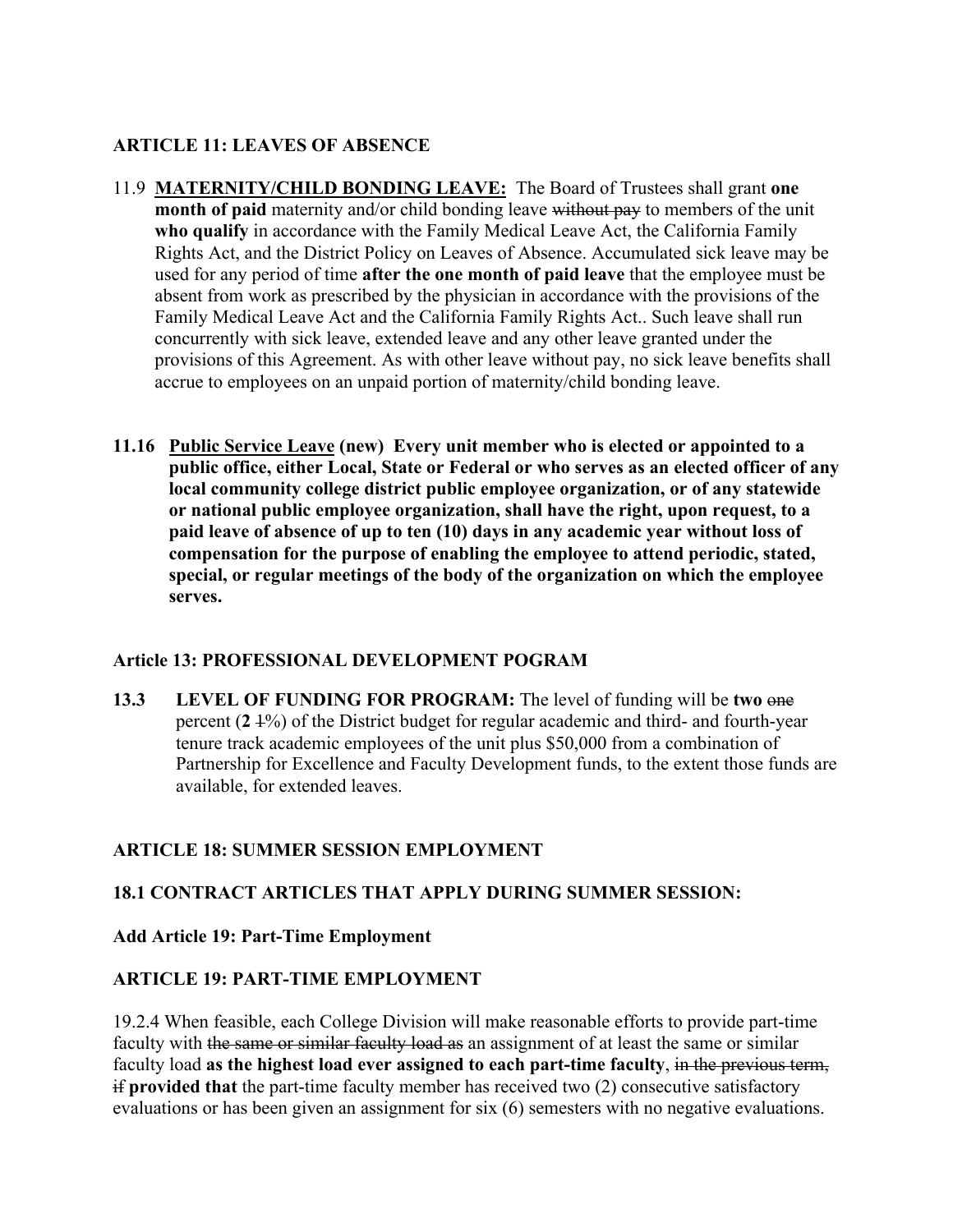### ARTICLE 11: LEAVES OF ABSENCE

11.9 **<u>MATERNITY/CHILD BONDING LEAVE:</u>** The Board of Trustees shall grant **one month of paid** maternity and/or child bonding leave ~~without pay~~ to members of the unit **who qualify** in accordance with the Family Medical Leave Act, the California Family Rights Act, and the District Policy on Leaves of Absence. Accumulated sick leave may be used for any period of time **after the one month of paid leave** that the employee must be absent from work as prescribed by the physician in accordance with the provisions of the Family Medical Leave Act and the California Family Rights Act.. Such leave shall run concurrently with sick leave, extended leave and any other leave granted under the provisions of this Agreement. As with other leave without pay, no sick leave benefits shall accrue to employees on an unpaid portion of maternity/child bonding leave.

**11.16 <u>Public Service Leave</u> (new) Every unit member who is elected or appointed to a public office, either Local, State or Federal or who serves as an elected officer of any local community college district public employee organization, or of any statewide or national public employee organization, shall have the right, upon request, to a paid leave of absence of up to ten (10) days in any academic year without loss of compensation for the purpose of enabling the employee to attend periodic, stated, special, or regular meetings of the body of the organization on which the employee serves.**

### Article 13: PROFESSIONAL DEVELOPMENT POGRAM

**13.3 LEVEL OF FUNDING FOR PROGRAM:** The level of funding will be **two** ~~one~~ percent (**2** ~~1~~%) of the District budget for regular academic and third- and fourth-year tenure track academic employees of the unit plus $50,000 from a combination of Partnership for Excellence and Faculty Development funds, to the extent those funds are available, for extended leaves.

### ARTICLE 18: SUMMER SESSION EMPLOYMENT

**18.1 CONTRACT ARTICLES THAT APPLY DURING SUMMER SESSION:**

**Add Article 19: Part-Time Employment**

### ARTICLE 19: PART-TIME EMPLOYMENT

19.2.4 When feasible, each College Division will make reasonable efforts to provide part-time faculty with ~~the same or similar faculty load as~~ an assignment of at least the same or similar faculty load **as the highest load ever assigned to each part-time faculty**, ~~in the previous term, if~~ **provided that** the part-time faculty member has received two (2) consecutive satisfactory evaluations or has been given an assignment for six (6) semesters with no negative evaluations.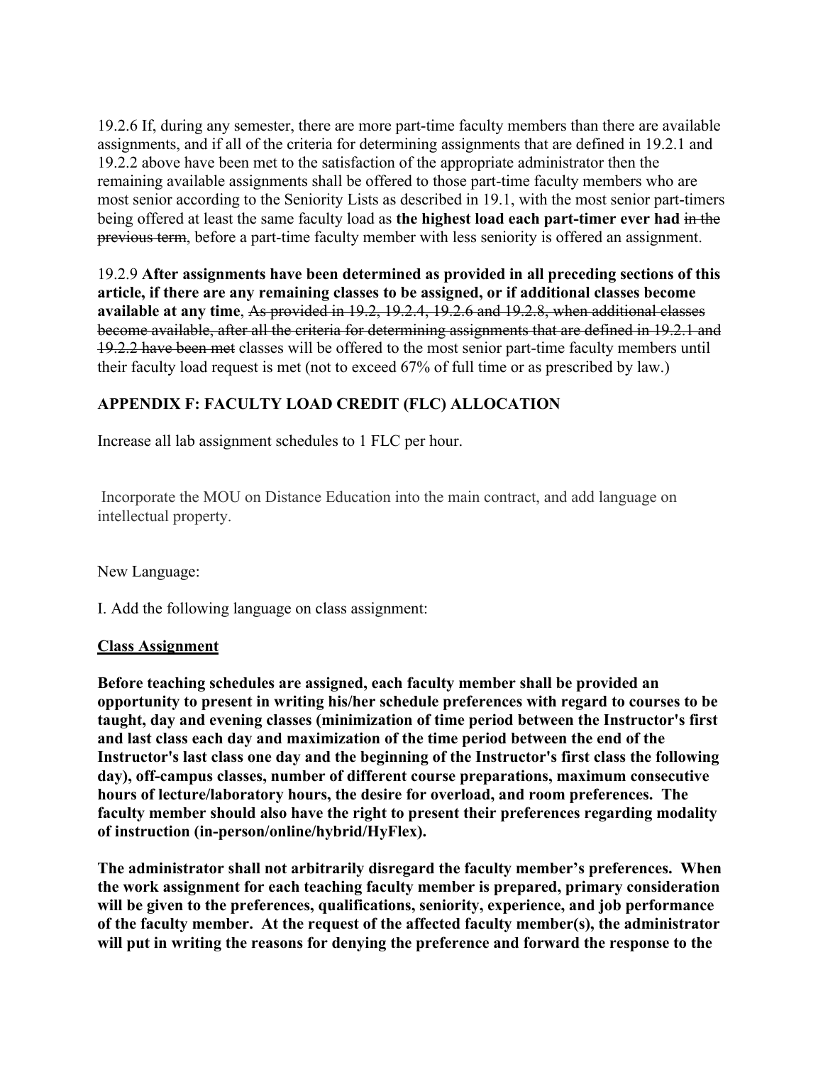19.2.6 If, during any semester, there are more part-time faculty members than there are available assignments, and if all of the criteria for determining assignments that are defined in 19.2.1 and 19.2.2 above have been met to the satisfaction of the appropriate administrator then the remaining available assignments shall be offered to those part-time faculty members who are most senior according to the Seniority Lists as described in 19.1, with the most senior part-timers being offered at least the same faculty load as **the highest load each part-timer ever had** ~~in the previous term~~, before a part-time faculty member with less seniority is offered an assignment.

19.2.9 **After assignments have been determined as provided in all preceding sections of this article, if there are any remaining classes to be assigned, or if additional classes become available at any time**, ~~As provided in 19.2, 19.2.4, 19.2.6 and 19.2.8, when additional classes become available, after all the criteria for determining assignments that are defined in 19.2.1 and 19.2.2 have been met~~ classes will be offered to the most senior part-time faculty members until their faculty load request is met (not to exceed 67% of full time or as prescribed by law.)

**APPENDIX F: FACULTY LOAD CREDIT (FLC) ALLOCATION**

Increase all lab assignment schedules to 1 FLC per hour.

Incorporate the MOU on Distance Education into the main contract, and add language on intellectual property.

New Language:

I. Add the following language on class assignment:

**Class Assignment**

**Before teaching schedules are assigned, each faculty member shall be provided an opportunity to present in writing his/her schedule preferences with regard to courses to be taught, day and evening classes (minimization of time period between the Instructor's first and last class each day and maximization of the time period between the end of the Instructor's last class one day and the beginning of the Instructor's first class the following day), off-campus classes, number of different course preparations, maximum consecutive hours of lecture/laboratory hours, the desire for overload, and room preferences. The faculty member should also have the right to present their preferences regarding modality of instruction (in-person/online/hybrid/HyFlex).**

**The administrator shall not arbitrarily disregard the faculty member's preferences. When the work assignment for each teaching faculty member is prepared, primary consideration will be given to the preferences, qualifications, seniority, experience, and job performance of the faculty member. At the request of the affected faculty member(s), the administrator will put in writing the reasons for denying the preference and forward the response to the**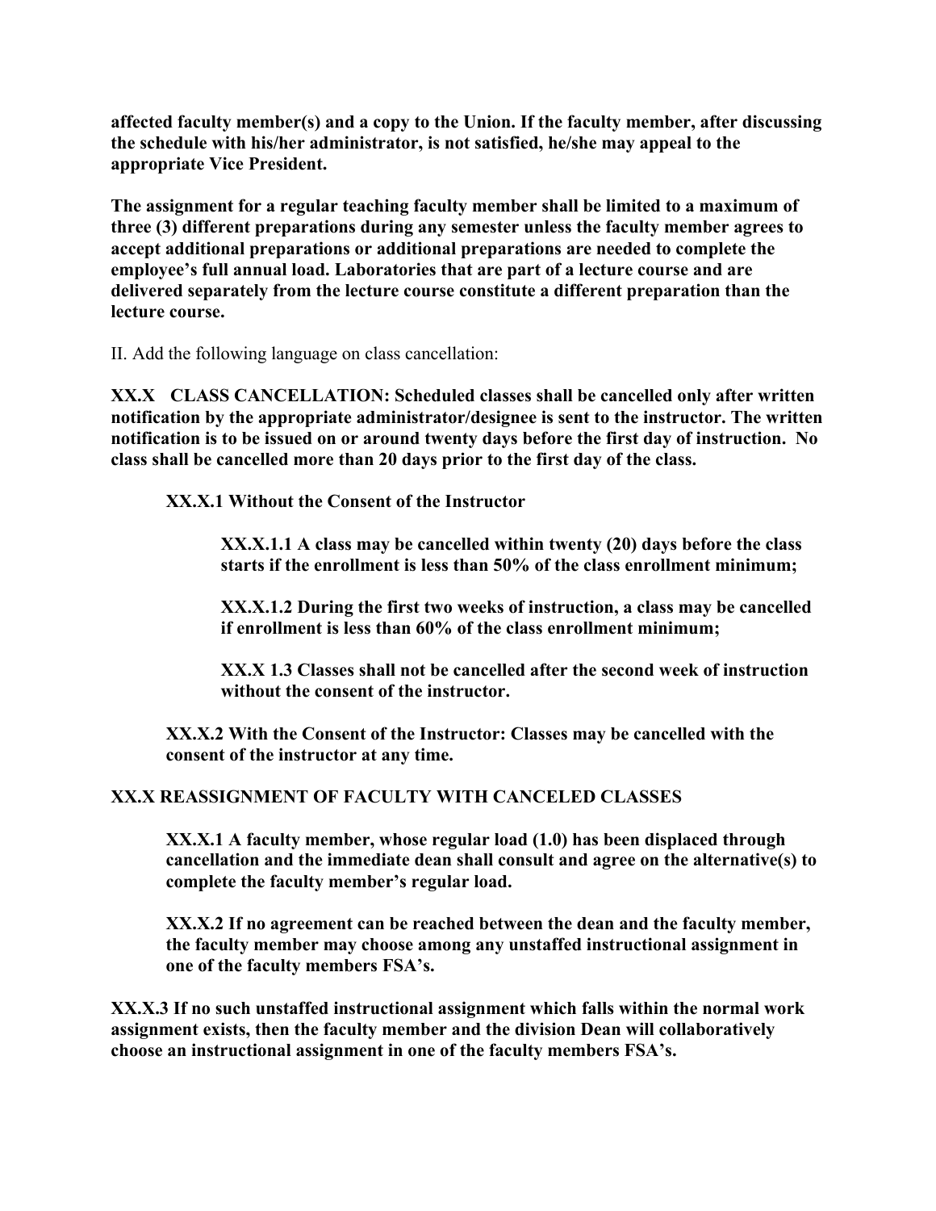**affected faculty member(s) and a copy to the Union. If the faculty member, after discussing the schedule with his/her administrator, is not satisfied, he/she may appeal to the appropriate Vice President.**

**The assignment for a regular teaching faculty member shall be limited to a maximum of three (3) different preparations during any semester unless the faculty member agrees to accept additional preparations or additional preparations are needed to complete the employee's full annual load. Laboratories that are part of a lecture course and are delivered separately from the lecture course constitute a different preparation than the lecture course.**

II. Add the following language on class cancellation:

**XX.X CLASS CANCELLATION: Scheduled classes shall be cancelled only after written notification by the appropriate administrator/designee is sent to the instructor. The written notification is to be issued on or around twenty days before the first day of instruction. No class shall be cancelled more than 20 days prior to the first day of the class.**

> **XX.X.1 Without the Consent of the Instructor**
>
> > **XX.X.1.1 A class may be cancelled within twenty (20) days before the class starts if the enrollment is less than 50% of the class enrollment minimum;**
> >
> > **XX.X.1.2 During the first two weeks of instruction, a class may be cancelled if enrollment is less than 60% of the class enrollment minimum;**
> >
> > **XX.X 1.3 Classes shall not be cancelled after the second week of instruction without the consent of the instructor.**
>
> **XX.X.2 With the Consent of the Instructor: Classes may be cancelled with the consent of the instructor at any time.**

**XX.X REASSIGNMENT OF FACULTY WITH CANCELED CLASSES**

> **XX.X.1 A faculty member, whose regular load (1.0) has been displaced through cancellation and the immediate dean shall consult and agree on the alternative(s) to complete the faculty member's regular load.**
>
> **XX.X.2 If no agreement can be reached between the dean and the faculty member, the faculty member may choose among any unstaffed instructional assignment in one of the faculty members FSA's.**

**XX.X.3 If no such unstaffed instructional assignment which falls within the normal work assignment exists, then the faculty member and the division Dean will collaboratively choose an instructional assignment in one of the faculty members FSA's.**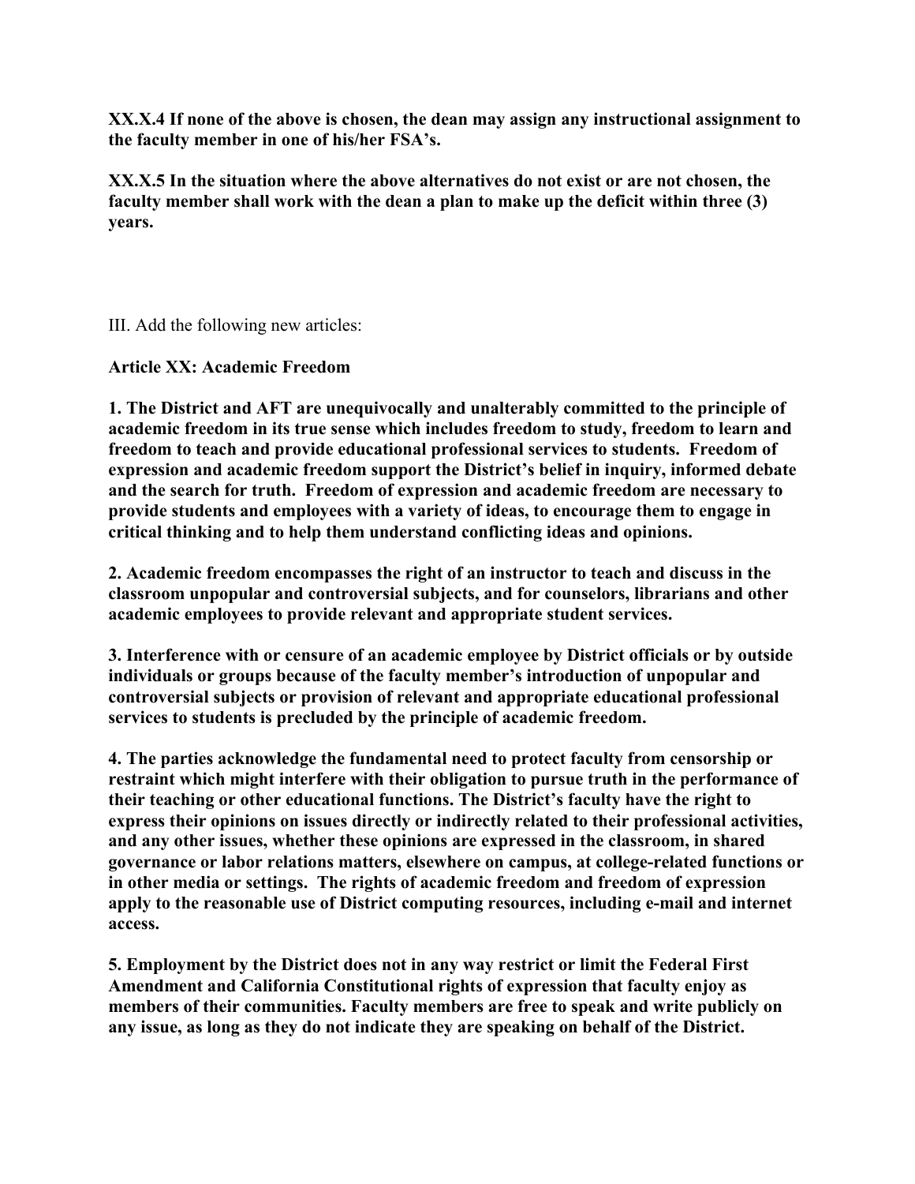**XX.X.4 If none of the above is chosen, the dean may assign any instructional assignment to the faculty member in one of his/her FSA's.**

**XX.X.5 In the situation where the above alternatives do not exist or are not chosen, the faculty member shall work with the dean a plan to make up the deficit within three (3) years.**

III. Add the following new articles:

**Article XX: Academic Freedom**

**1. The District and AFT are unequivocally and unalterably committed to the principle of academic freedom in its true sense which includes freedom to study, freedom to learn and freedom to teach and provide educational professional services to students. Freedom of expression and academic freedom support the District's belief in inquiry, informed debate and the search for truth. Freedom of expression and academic freedom are necessary to provide students and employees with a variety of ideas, to encourage them to engage in critical thinking and to help them understand conflicting ideas and opinions.**

**2. Academic freedom encompasses the right of an instructor to teach and discuss in the classroom unpopular and controversial subjects, and for counselors, librarians and other academic employees to provide relevant and appropriate student services.**

**3. Interference with or censure of an academic employee by District officials or by outside individuals or groups because of the faculty member's introduction of unpopular and controversial subjects or provision of relevant and appropriate educational professional services to students is precluded by the principle of academic freedom.**

**4. The parties acknowledge the fundamental need to protect faculty from censorship or restraint which might interfere with their obligation to pursue truth in the performance of their teaching or other educational functions. The District's faculty have the right to express their opinions on issues directly or indirectly related to their professional activities, and any other issues, whether these opinions are expressed in the classroom, in shared governance or labor relations matters, elsewhere on campus, at college-related functions or in other media or settings. The rights of academic freedom and freedom of expression apply to the reasonable use of District computing resources, including e-mail and internet access.**

**5. Employment by the District does not in any way restrict or limit the Federal First Amendment and California Constitutional rights of expression that faculty enjoy as members of their communities. Faculty members are free to speak and write publicly on any issue, as long as they do not indicate they are speaking on behalf of the District.**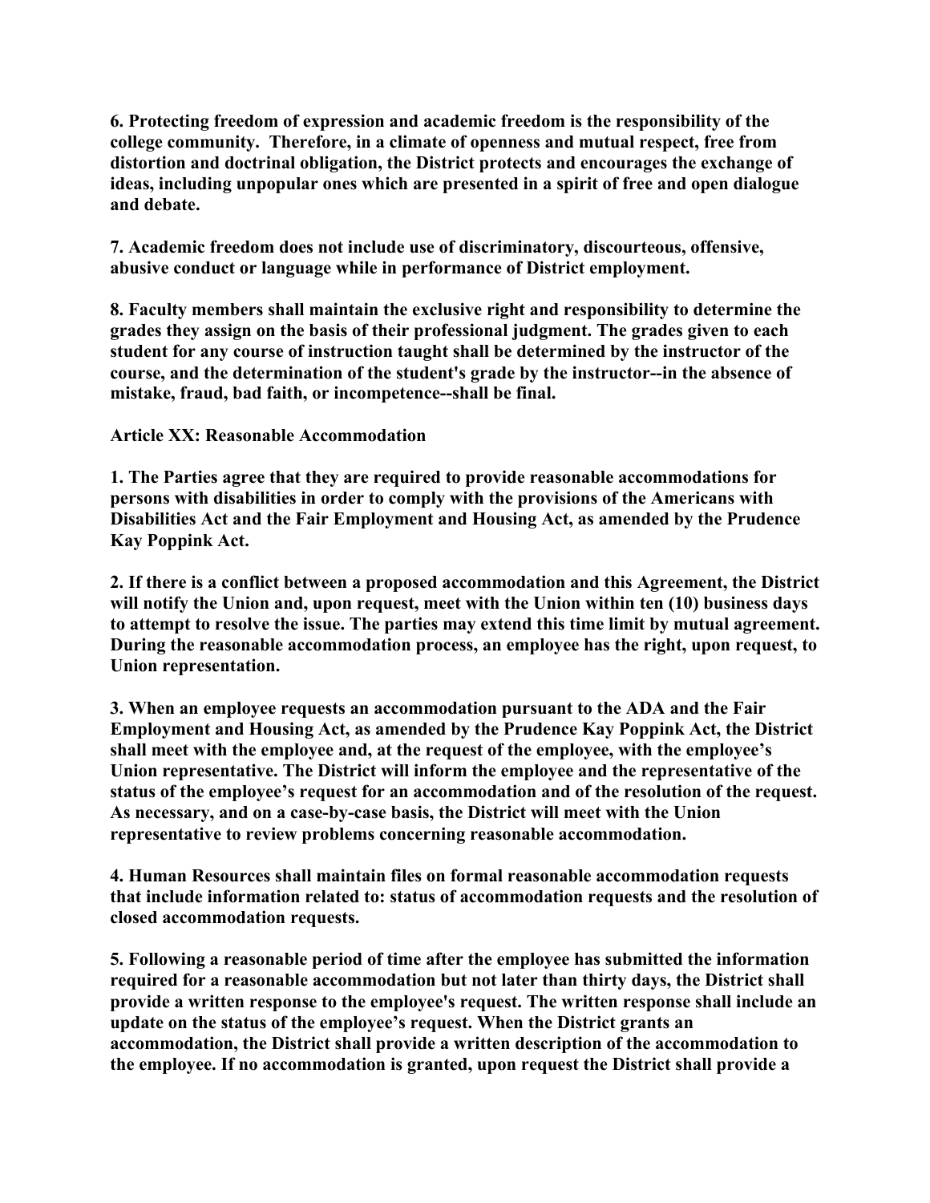**6. Protecting freedom of expression and academic freedom is the responsibility of the college community. Therefore, in a climate of openness and mutual respect, free from distortion and doctrinal obligation, the District protects and encourages the exchange of ideas, including unpopular ones which are presented in a spirit of free and open dialogue and debate.**

**7. Academic freedom does not include use of discriminatory, discourteous, offensive, abusive conduct or language while in performance of District employment.**

**8. Faculty members shall maintain the exclusive right and responsibility to determine the grades they assign on the basis of their professional judgment. The grades given to each student for any course of instruction taught shall be determined by the instructor of the course, and the determination of the student's grade by the instructor--in the absence of mistake, fraud, bad faith, or incompetence--shall be final.**

**Article XX: Reasonable Accommodation**

**1. The Parties agree that they are required to provide reasonable accommodations for persons with disabilities in order to comply with the provisions of the Americans with Disabilities Act and the Fair Employment and Housing Act, as amended by the Prudence Kay Poppink Act.**

**2. If there is a conflict between a proposed accommodation and this Agreement, the District will notify the Union and, upon request, meet with the Union within ten (10) business days to attempt to resolve the issue. The parties may extend this time limit by mutual agreement. During the reasonable accommodation process, an employee has the right, upon request, to Union representation.**

**3. When an employee requests an accommodation pursuant to the ADA and the Fair Employment and Housing Act, as amended by the Prudence Kay Poppink Act, the District shall meet with the employee and, at the request of the employee, with the employee's Union representative. The District will inform the employee and the representative of the status of the employee's request for an accommodation and of the resolution of the request. As necessary, and on a case-by-case basis, the District will meet with the Union representative to review problems concerning reasonable accommodation.**

**4. Human Resources shall maintain files on formal reasonable accommodation requests that include information related to: status of accommodation requests and the resolution of closed accommodation requests.**

**5. Following a reasonable period of time after the employee has submitted the information required for a reasonable accommodation but not later than thirty days, the District shall provide a written response to the employee's request. The written response shall include an update on the status of the employee's request. When the District grants an accommodation, the District shall provide a written description of the accommodation to the employee. If no accommodation is granted, upon request the District shall provide a**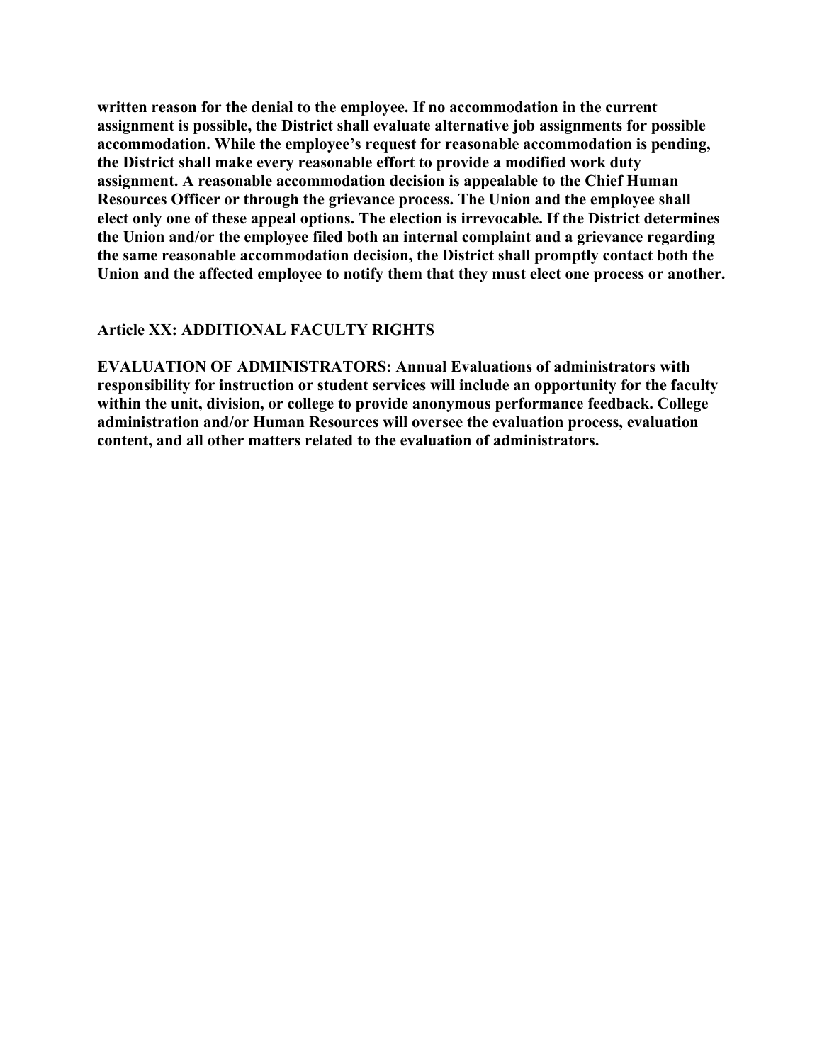**written reason for the denial to the employee. If no accommodation in the current assignment is possible, the District shall evaluate alternative job assignments for possible accommodation. While the employee's request for reasonable accommodation is pending, the District shall make every reasonable effort to provide a modified work duty assignment. A reasonable accommodation decision is appealable to the Chief Human Resources Officer or through the grievance process. The Union and the employee shall elect only one of these appeal options. The election is irrevocable. If the District determines the Union and/or the employee filed both an internal complaint and a grievance regarding the same reasonable accommodation decision, the District shall promptly contact both the Union and the affected employee to notify them that they must elect one process or another.**

## Article XX: ADDITIONAL FACULTY RIGHTS

**EVALUATION OF ADMINISTRATORS: Annual Evaluations of administrators with responsibility for instruction or student services will include an opportunity for the faculty within the unit, division, or college to provide anonymous performance feedback. College administration and/or Human Resources will oversee the evaluation process, evaluation content, and all other matters related to the evaluation of administrators.**